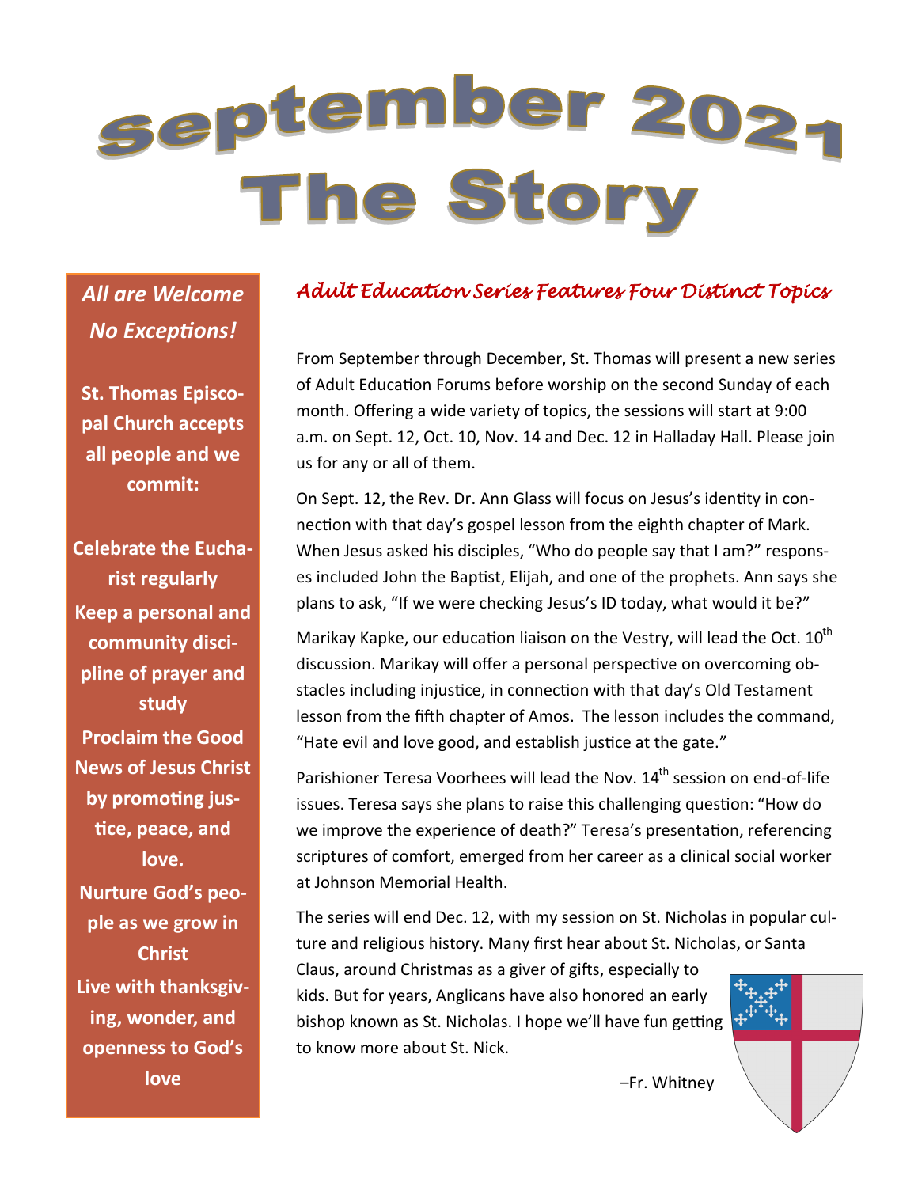# September 2021
# The Story

*All are Welcome No Exceptions!*

**St. Thomas Episcopal Church accepts all people and we commit:**

**Celebrate the Eucharist regularly**

**Keep a personal and community discipline of prayer and study**

**Proclaim the Good News of Jesus Christ by promoting justice, peace, and love.**

**Nurture God's people as we grow in Christ**

**Live with thanksgiving, wonder, and openness to God's love**

## *Adult Education Series Features Four Distinct Topics*

From September through December, St. Thomas will present a new series of Adult Education Forums before worship on the second Sunday of each month. Offering a wide variety of topics, the sessions will start at 9:00 a.m. on Sept. 12, Oct. 10, Nov. 14 and Dec. 12 in Halladay Hall. Please join us for any or all of them.

On Sept. 12, the Rev. Dr. Ann Glass will focus on Jesus's identity in connection with that day's gospel lesson from the eighth chapter of Mark. When Jesus asked his disciples, "Who do people say that I am?" responses included John the Baptist, Elijah, and one of the prophets. Ann says she plans to ask, "If we were checking Jesus's ID today, what would it be?"

Marikay Kapke, our education liaison on the Vestry, will lead the Oct. 10th discussion. Marikay will offer a personal perspective on overcoming obstacles including injustice, in connection with that day's Old Testament lesson from the fifth chapter of Amos. The lesson includes the command, "Hate evil and love good, and establish justice at the gate."

Parishioner Teresa Voorhees will lead the Nov. 14th session on end-of-life issues. Teresa says she plans to raise this challenging question: "How do we improve the experience of death?" Teresa's presentation, referencing scriptures of comfort, emerged from her career as a clinical social worker at Johnson Memorial Health.

The series will end Dec. 12, with my session on St. Nicholas in popular culture and religious history. Many first hear about St. Nicholas, or Santa Claus, around Christmas as a giver of gifts, especially to kids. But for years, Anglicans have also honored an early bishop known as St. Nicholas. I hope we'll have fun getting to know more about St. Nick.

–Fr. Whitney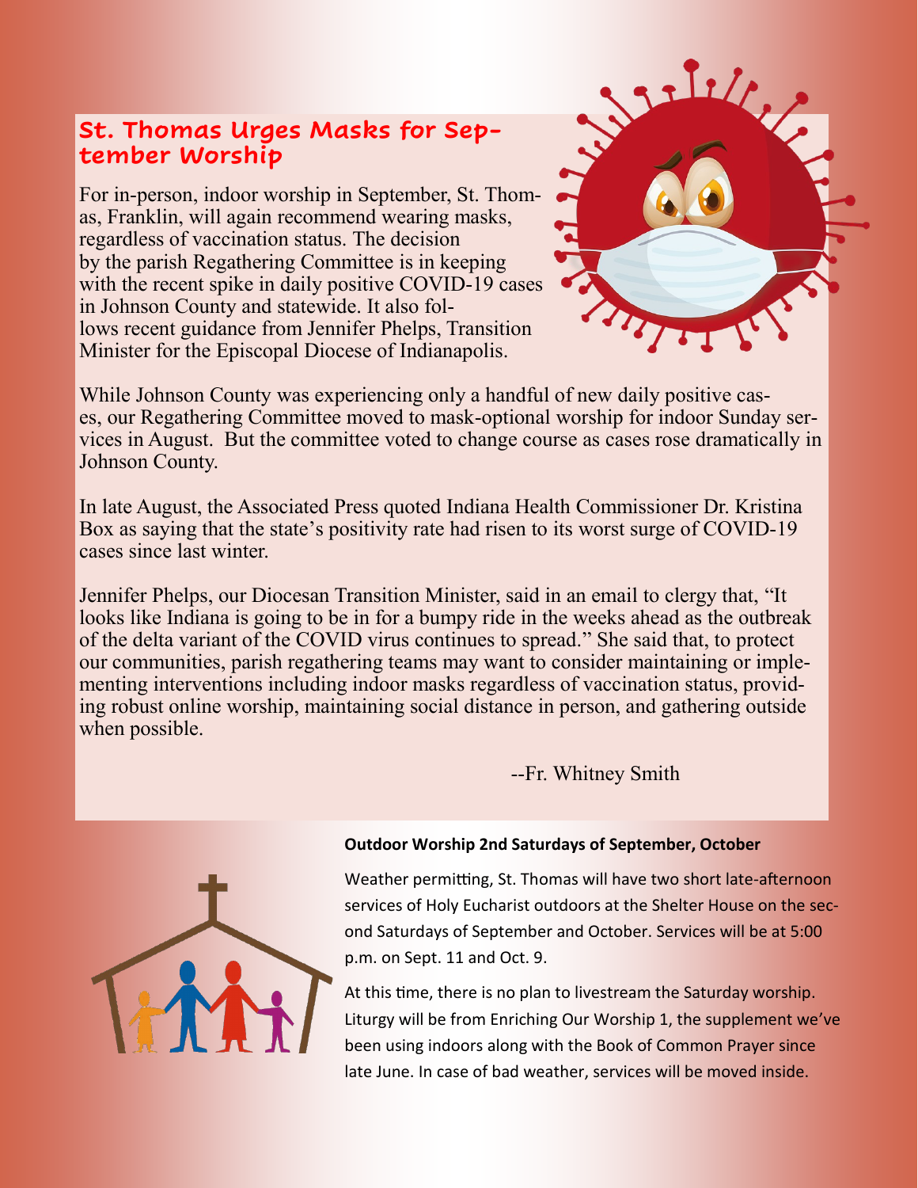## St. Thomas Urges Masks for September Worship

For in-person, indoor worship in September, St. Thomas, Franklin, will again recommend wearing masks, regardless of vaccination status. The decision by the parish Regathering Committee is in keeping with the recent spike in daily positive COVID-19 cases in Johnson County and statewide. It also follows recent guidance from Jennifer Phelps, Transition Minister for the Episcopal Diocese of Indianapolis.

While Johnson County was experiencing only a handful of new daily positive cases, our Regathering Committee moved to mask-optional worship for indoor Sunday services in August. But the committee voted to change course as cases rose dramatically in Johnson County.

In late August, the Associated Press quoted Indiana Health Commissioner Dr. Kristina Box as saying that the state's positivity rate had risen to its worst surge of COVID-19 cases since last winter.

Jennifer Phelps, our Diocesan Transition Minister, said in an email to clergy that, "It looks like Indiana is going to be in for a bumpy ride in the weeks ahead as the outbreak of the delta variant of the COVID virus continues to spread." She said that, to protect our communities, parish regathering teams may want to consider maintaining or implementing interventions including indoor masks regardless of vaccination status, providing robust online worship, maintaining social distance in person, and gathering outside when possible.

--Fr. Whitney Smith

**Outdoor Worship 2nd Saturdays of September, October**

Weather permitting, St. Thomas will have two short late-afternoon services of Holy Eucharist outdoors at the Shelter House on the second Saturdays of September and October. Services will be at 5:00 p.m. on Sept. 11 and Oct. 9.

At this time, there is no plan to livestream the Saturday worship. Liturgy will be from Enriching Our Worship 1, the supplement we've been using indoors along with the Book of Common Prayer since late June. In case of bad weather, services will be moved inside.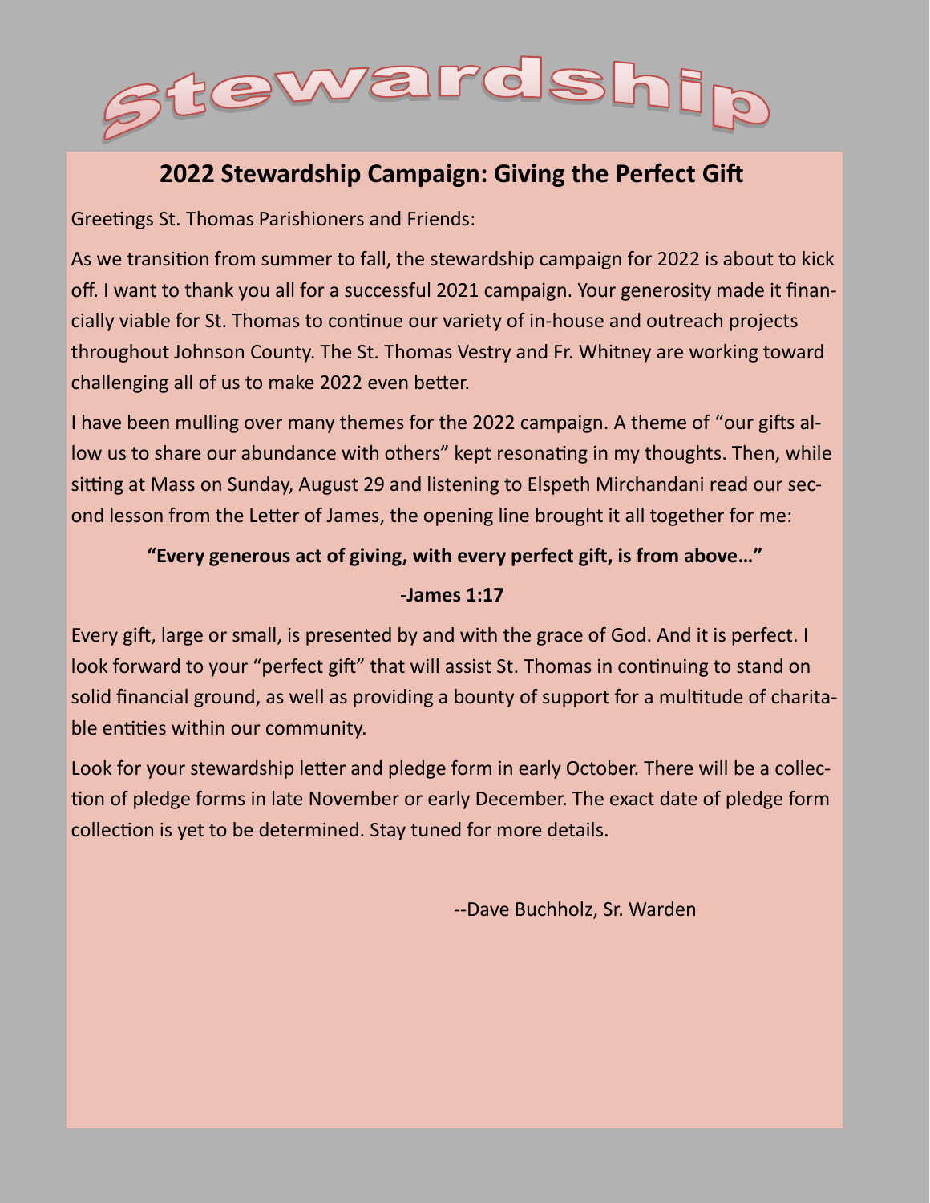# Stewardship

## 2022 Stewardship Campaign: Giving the Perfect Gift

Greetings St. Thomas Parishioners and Friends:

As we transition from summer to fall, the stewardship campaign for 2022 is about to kick off. I want to thank you all for a successful 2021 campaign. Your generosity made it financially viable for St. Thomas to continue our variety of in-house and outreach projects throughout Johnson County. The St. Thomas Vestry and Fr. Whitney are working toward challenging all of us to make 2022 even better.

I have been mulling over many themes for the 2022 campaign. A theme of "our gifts allow us to share our abundance with others" kept resonating in my thoughts. Then, while sitting at Mass on Sunday, August 29 and listening to Elspeth Mirchandani read our second lesson from the Letter of James, the opening line brought it all together for me:

**"Every generous act of giving, with every perfect gift, is from above…"**

**-James 1:17**

Every gift, large or small, is presented by and with the grace of God. And it is perfect. I look forward to your "perfect gift" that will assist St. Thomas in continuing to stand on solid financial ground, as well as providing a bounty of support for a multitude of charitable entities within our community.

Look for your stewardship letter and pledge form in early October. There will be a collection of pledge forms in late November or early December. The exact date of pledge form collection is yet to be determined. Stay tuned for more details.

--Dave Buchholz, Sr. Warden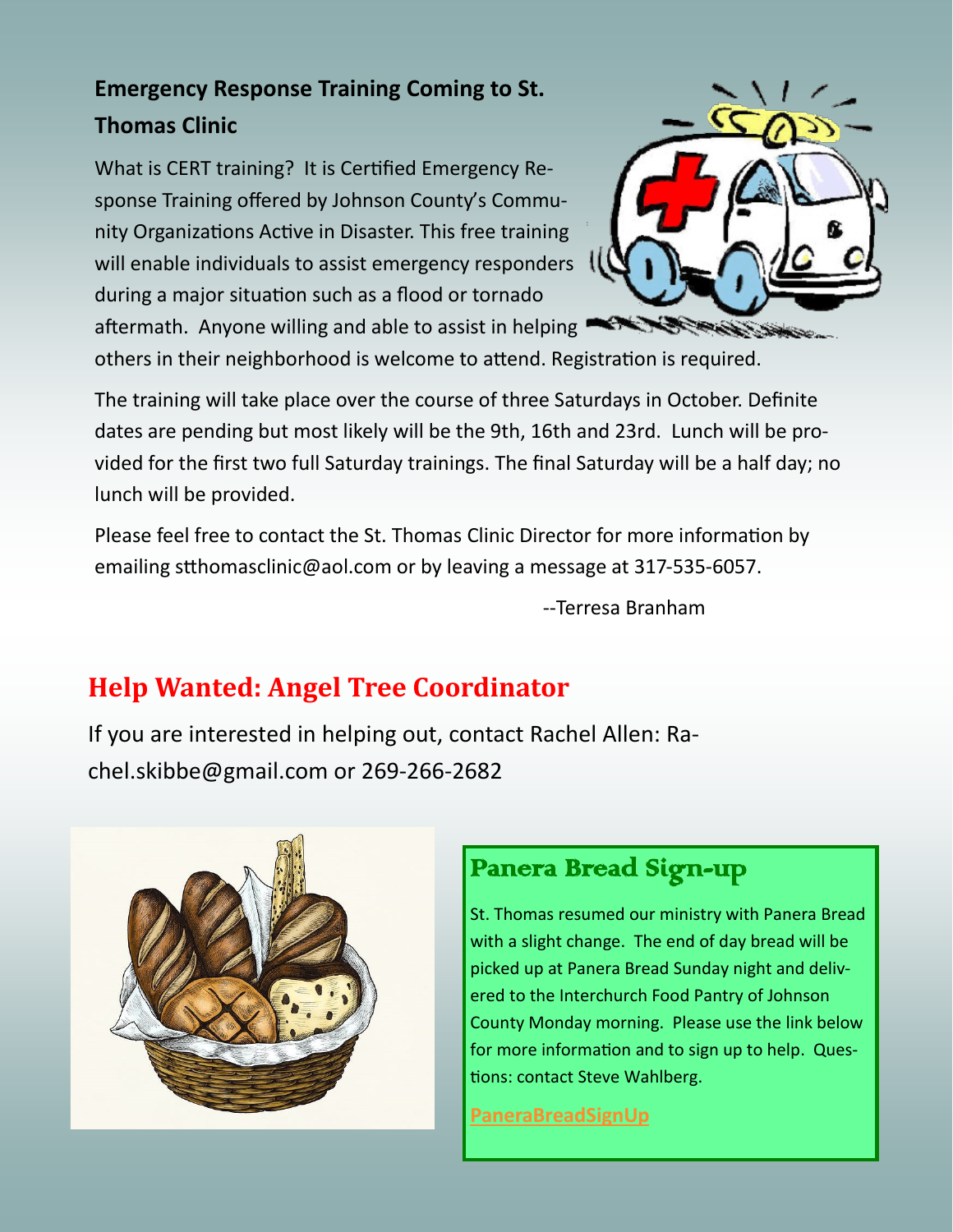## Emergency Response Training Coming to St. Thomas Clinic

What is CERT training? It is Certified Emergency Response Training offered by Johnson County's Community Organizations Active in Disaster. This free training will enable individuals to assist emergency responders during a major situation such as a flood or tornado aftermath. Anyone willing and able to assist in helping others in their neighborhood is welcome to attend. Registration is required.

The training will take place over the course of three Saturdays in October. Definite dates are pending but most likely will be the 9th, 16th and 23rd. Lunch will be provided for the first two full Saturday trainings. The final Saturday will be a half day; no lunch will be provided.

Please feel free to contact the St. Thomas Clinic Director for more information by emailing stthomasclinic@aol.com or by leaving a message at 317-535-6057.

--Terresa Branham

## Help Wanted: Angel Tree Coordinator

If you are interested in helping out, contact Rachel Allen: Rachel.skibbe@gmail.com or 269-266-2682

## Panera Bread Sign-up

St. Thomas resumed our ministry with Panera Bread with a slight change. The end of day bread will be picked up at Panera Bread Sunday night and delivered to the Interchurch Food Pantry of Johnson County Monday morning. Please use the link below for more information and to sign up to help. Questions: contact Steve Wahlberg.

PaneraBreadSignUp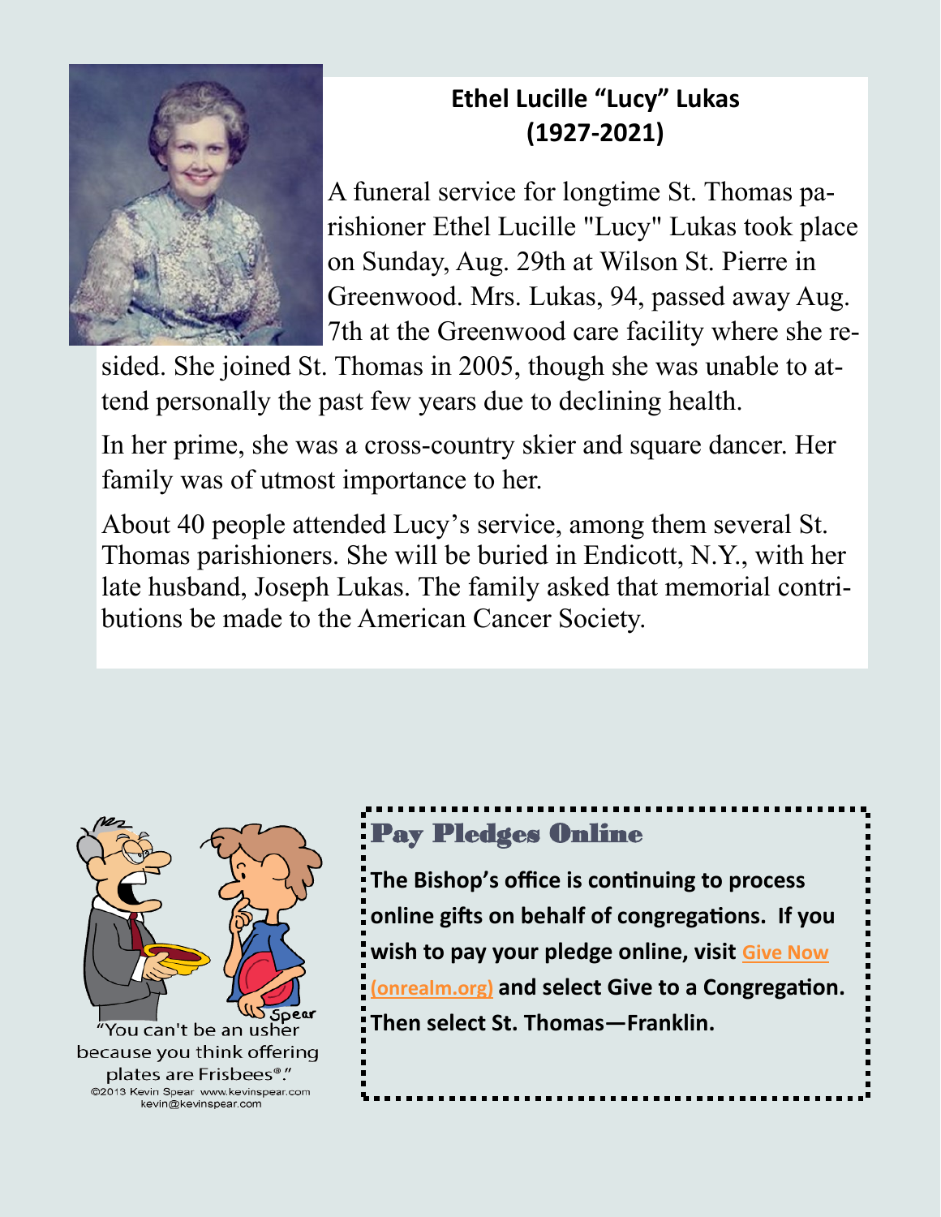## Ethel Lucille "Lucy" Lukas (1927-2021)

A funeral service for longtime St. Thomas parishioner Ethel Lucille "Lucy" Lukas took place on Sunday, Aug. 29th at Wilson St. Pierre in Greenwood. Mrs. Lukas, 94, passed away Aug. 7th at the Greenwood care facility where she resided. She joined St. Thomas in 2005, though she was unable to attend personally the past few years due to declining health.

In her prime, she was a cross-country skier and square dancer. Her family was of utmost importance to her.

About 40 people attended Lucy's service, among them several St. Thomas parishioners. She will be buried in Endicott, N.Y., with her late husband, Joseph Lukas. The family asked that memorial contributions be made to the American Cancer Society.

"You can't be an usher because you think offering plates are Frisbees®."
©2013 Kevin Spear www.kevinspear.com kevin@kevinspear.com

## Pay Pledges Online

**The Bishop's office is continuing to process online gifts on behalf of congregations. If you wish to pay your pledge online, visit Give Now (onrealm.org) and select Give to a Congregation. Then select St. Thomas—Franklin.**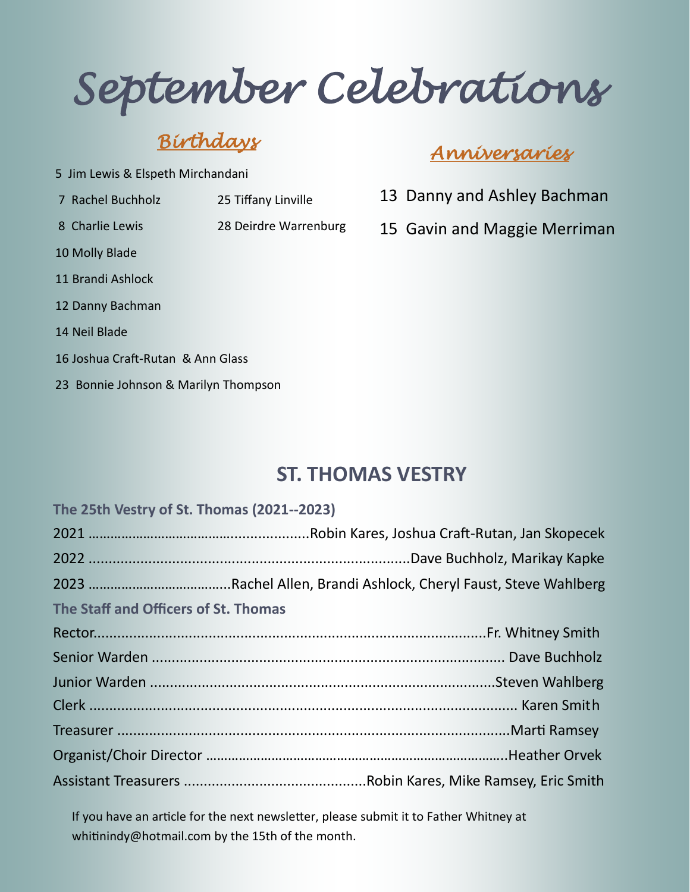# September Celebrations

## Birthdays

5 Jim Lewis & Elspeth Mirchandani

7 Rachel Buchholz

8 Charlie Lewis

10 Molly Blade

11 Brandi Ashlock

12 Danny Bachman

14 Neil Blade

16 Joshua Craft-Rutan & Ann Glass

23 Bonnie Johnson & Marilyn Thompson

25 Tiffany Linville

28 Deirdre Warrenburg

## Anniversaries

13 Danny and Ashley Bachman

15 Gavin and Maggie Merriman

## ST. THOMAS VESTRY

**The 25th Vestry of St. Thomas (2021--2023)**

2021 ........................................................Robin Kares, Joshua Craft-Rutan, Jan Skopecek

2022 ...............................................................................Dave Buchholz, Marikay Kapke

2023 .....................................Rachel Allen, Brandi Ashlock, Cheryl Faust, Steve Wahlberg

**The Staff and Officers of St. Thomas**

Rector...................................................................................................Fr. Whitney Smith

Senior Warden ........................................................................................ Dave Buchholz

Junior Warden .......................................................................................Steven Wahlberg

Clerk ............................................................................................................ Karen Smith

Treasurer ....................................................................................................Marti Ramsey

Organist/Choir Director .........................................................................Heather Orvek

Assistant Treasurers .............................................Robin Kares, Mike Ramsey, Eric Smith

If you have an article for the next newsletter, please submit it to Father Whitney at whitinindy@hotmail.com by the 15th of the month.